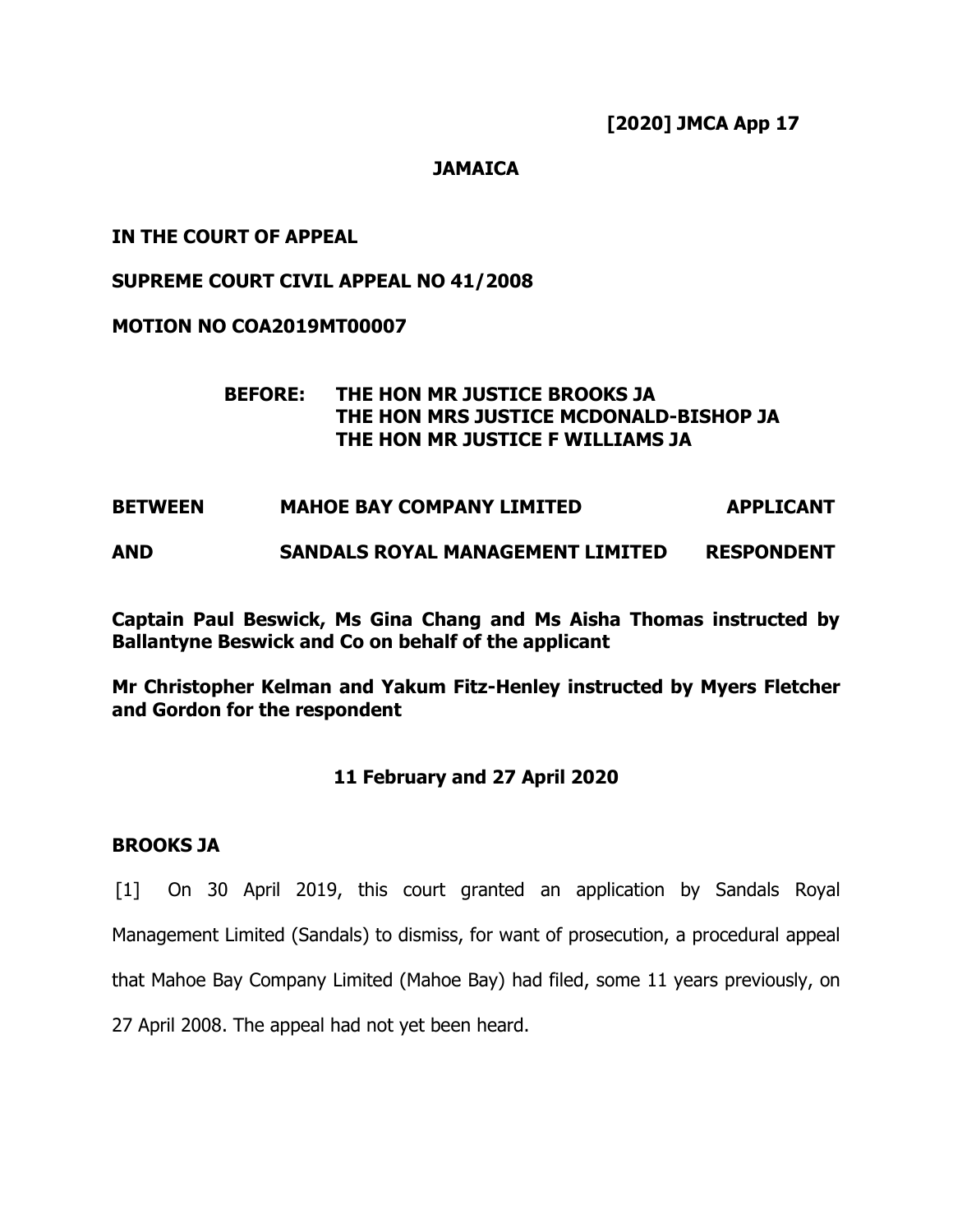**[2020] JMCA App 17**

**JAMAICA**

**IN THE COURT OF APPEAL**

**SUPREME COURT CIVIL APPEAL NO 41/2008**

**MOTION NO COA2019MT00007**

**BEFORE: THE HON MR JUSTICE BROOKS JA**
**THE HON MRS JUSTICE MCDONALD-BISHOP JA**
**THE HON MR JUSTICE F WILLIAMS JA**

| | | |
|---|---|---|
| **BETWEEN** | **MAHOE BAY COMPANY LIMITED** | **APPLICANT** |
| **AND** | **SANDALS ROYAL MANAGEMENT LIMITED** | **RESPONDENT** |

**Captain Paul Beswick, Ms Gina Chang and Ms Aisha Thomas instructed by Ballantyne Beswick and Co on behalf of the applicant**

**Mr Christopher Kelman and Yakum Fitz-Henley instructed by Myers Fletcher and Gordon for the respondent**

**11 February and 27 April 2020**

**BROOKS JA**

[1] On 30 April 2019, this court granted an application by Sandals Royal Management Limited (Sandals) to dismiss, for want of prosecution, a procedural appeal that Mahoe Bay Company Limited (Mahoe Bay) had filed, some 11 years previously, on 27 April 2008. The appeal had not yet been heard.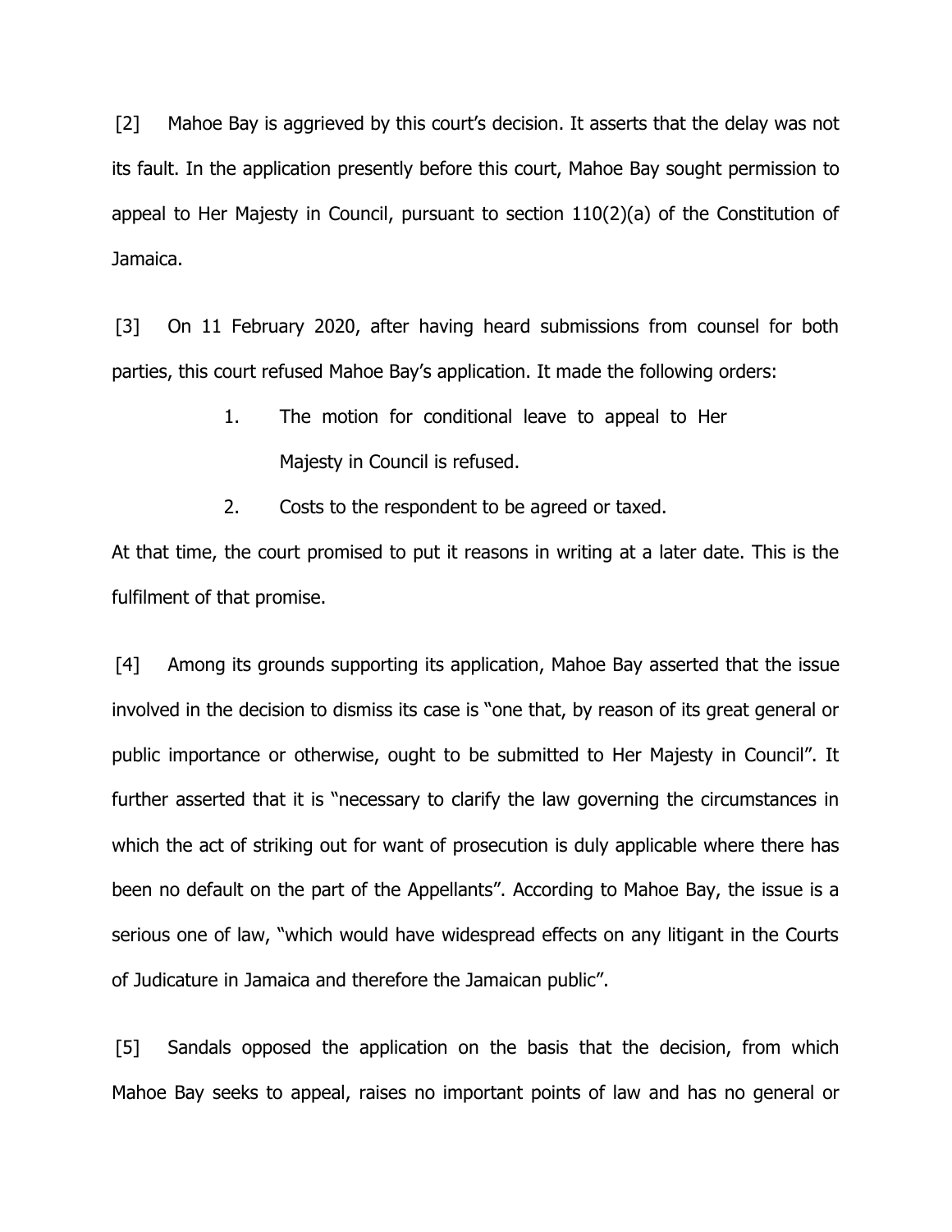[2] Mahoe Bay is aggrieved by this court's decision. It asserts that the delay was not its fault. In the application presently before this court, Mahoe Bay sought permission to appeal to Her Majesty in Council, pursuant to section 110(2)(a) of the Constitution of Jamaica.

[3] On 11 February 2020, after having heard submissions from counsel for both parties, this court refused Mahoe Bay's application. It made the following orders:

> 1. The motion for conditional leave to appeal to Her Majesty in Council is refused.
>
> 2. Costs to the respondent to be agreed or taxed.

At that time, the court promised to put it reasons in writing at a later date. This is the fulfilment of that promise.

[4] Among its grounds supporting its application, Mahoe Bay asserted that the issue involved in the decision to dismiss its case is "one that, by reason of its great general or public importance or otherwise, ought to be submitted to Her Majesty in Council". It further asserted that it is "necessary to clarify the law governing the circumstances in which the act of striking out for want of prosecution is duly applicable where there has been no default on the part of the Appellants". According to Mahoe Bay, the issue is a serious one of law, "which would have widespread effects on any litigant in the Courts of Judicature in Jamaica and therefore the Jamaican public".

[5] Sandals opposed the application on the basis that the decision, from which Mahoe Bay seeks to appeal, raises no important points of law and has no general or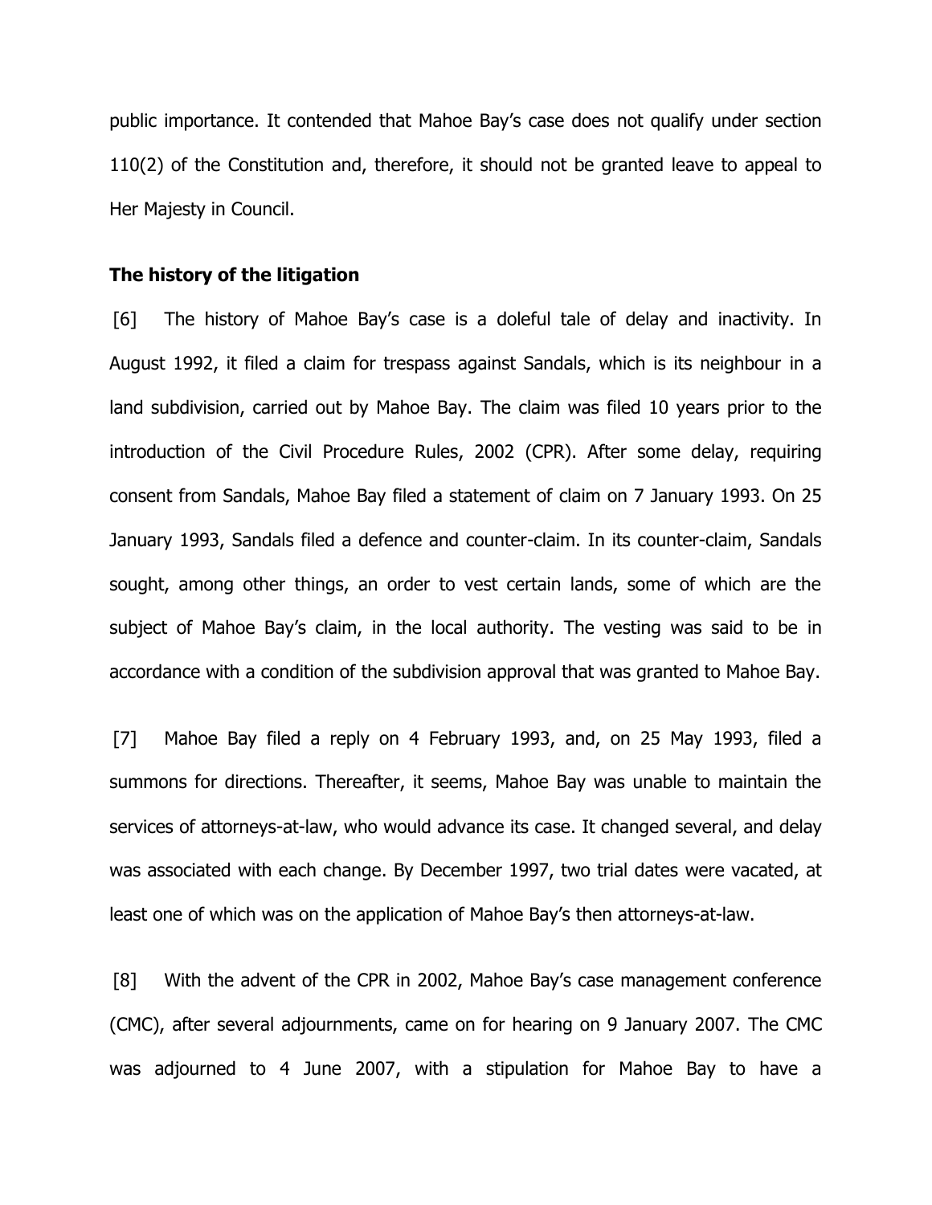public importance. It contended that Mahoe Bay's case does not qualify under section 110(2) of the Constitution and, therefore, it should not be granted leave to appeal to Her Majesty in Council.

**The history of the litigation**

[6] The history of Mahoe Bay's case is a doleful tale of delay and inactivity. In August 1992, it filed a claim for trespass against Sandals, which is its neighbour in a land subdivision, carried out by Mahoe Bay. The claim was filed 10 years prior to the introduction of the Civil Procedure Rules, 2002 (CPR). After some delay, requiring consent from Sandals, Mahoe Bay filed a statement of claim on 7 January 1993. On 25 January 1993, Sandals filed a defence and counter-claim. In its counter-claim, Sandals sought, among other things, an order to vest certain lands, some of which are the subject of Mahoe Bay's claim, in the local authority. The vesting was said to be in accordance with a condition of the subdivision approval that was granted to Mahoe Bay.

[7] Mahoe Bay filed a reply on 4 February 1993, and, on 25 May 1993, filed a summons for directions. Thereafter, it seems, Mahoe Bay was unable to maintain the services of attorneys-at-law, who would advance its case. It changed several, and delay was associated with each change. By December 1997, two trial dates were vacated, at least one of which was on the application of Mahoe Bay's then attorneys-at-law.

[8] With the advent of the CPR in 2002, Mahoe Bay's case management conference (CMC), after several adjournments, came on for hearing on 9 January 2007. The CMC was adjourned to 4 June 2007, with a stipulation for Mahoe Bay to have a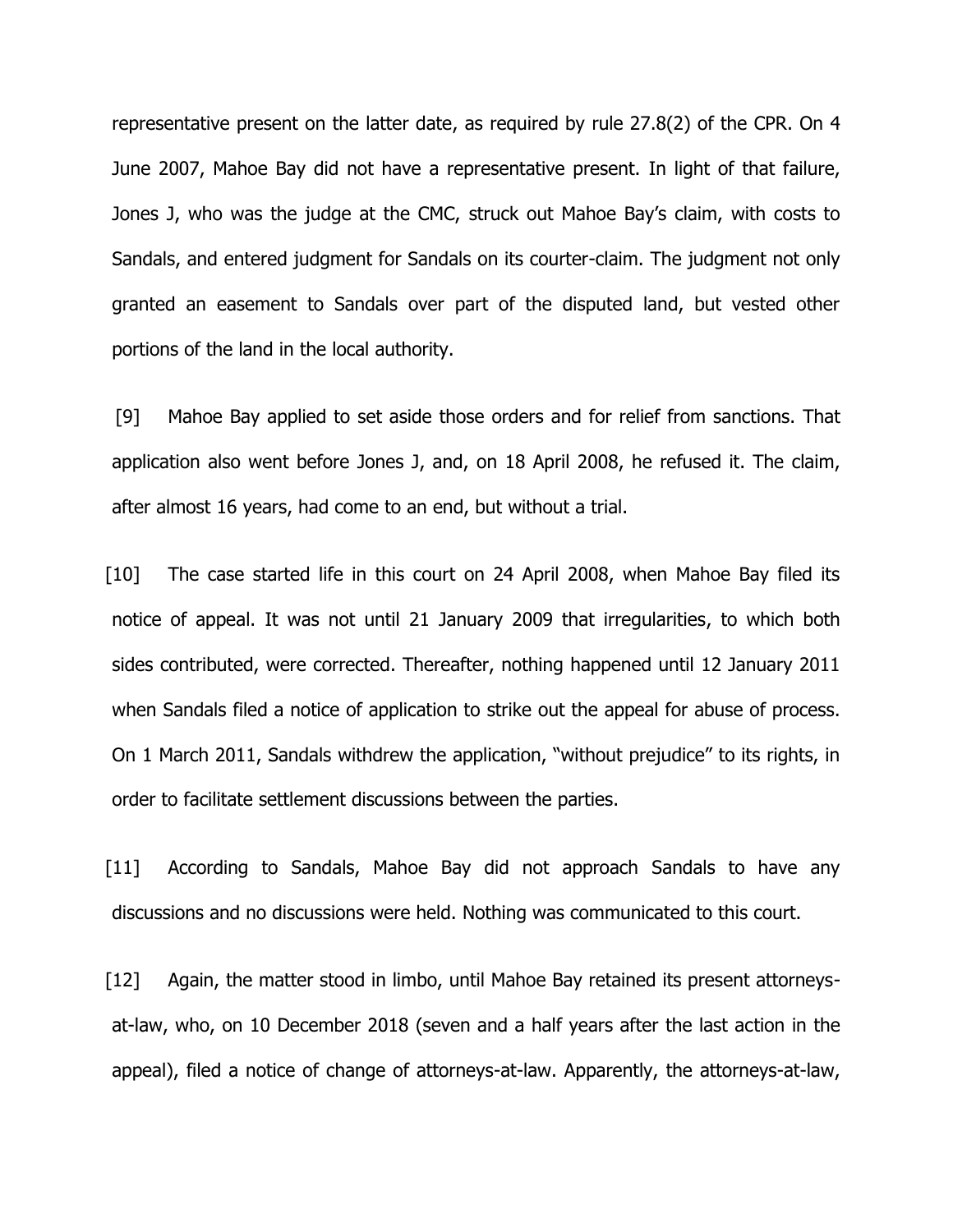representative present on the latter date, as required by rule 27.8(2) of the CPR. On 4 June 2007, Mahoe Bay did not have a representative present. In light of that failure, Jones J, who was the judge at the CMC, struck out Mahoe Bay's claim, with costs to Sandals, and entered judgment for Sandals on its courter-claim. The judgment not only granted an easement to Sandals over part of the disputed land, but vested other portions of the land in the local authority.

[9] Mahoe Bay applied to set aside those orders and for relief from sanctions. That application also went before Jones J, and, on 18 April 2008, he refused it. The claim, after almost 16 years, had come to an end, but without a trial.

[10] The case started life in this court on 24 April 2008, when Mahoe Bay filed its notice of appeal. It was not until 21 January 2009 that irregularities, to which both sides contributed, were corrected. Thereafter, nothing happened until 12 January 2011 when Sandals filed a notice of application to strike out the appeal for abuse of process. On 1 March 2011, Sandals withdrew the application, "without prejudice" to its rights, in order to facilitate settlement discussions between the parties.

[11] According to Sandals, Mahoe Bay did not approach Sandals to have any discussions and no discussions were held. Nothing was communicated to this court.

[12] Again, the matter stood in limbo, until Mahoe Bay retained its present attorneys-at-law, who, on 10 December 2018 (seven and a half years after the last action in the appeal), filed a notice of change of attorneys-at-law. Apparently, the attorneys-at-law,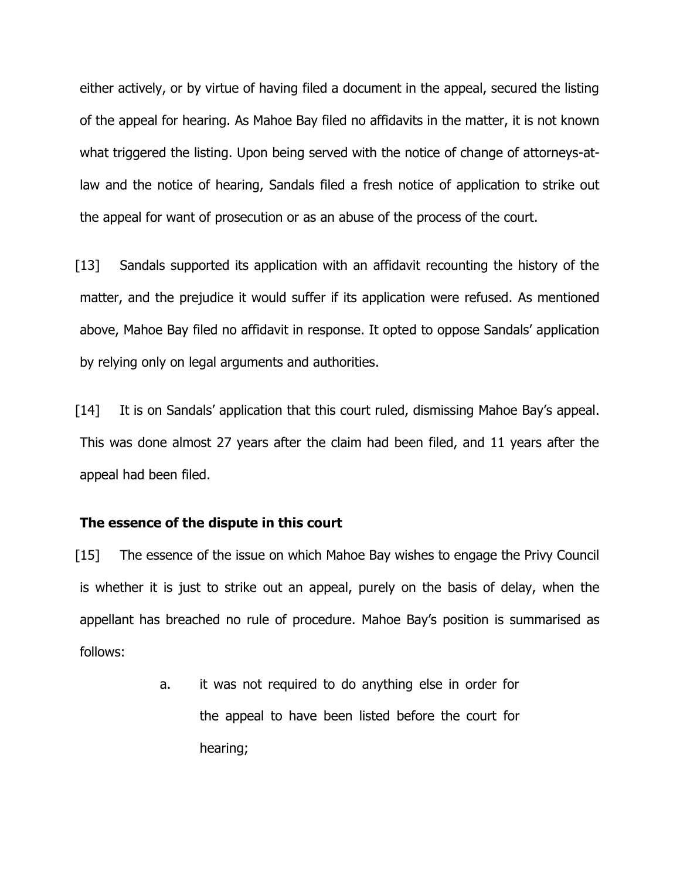either actively, or by virtue of having filed a document in the appeal, secured the listing of the appeal for hearing. As Mahoe Bay filed no affidavits in the matter, it is not known what triggered the listing. Upon being served with the notice of change of attorneys-at-law and the notice of hearing, Sandals filed a fresh notice of application to strike out the appeal for want of prosecution or as an abuse of the process of the court.

[13] Sandals supported its application with an affidavit recounting the history of the matter, and the prejudice it would suffer if its application were refused. As mentioned above, Mahoe Bay filed no affidavit in response. It opted to oppose Sandals' application by relying only on legal arguments and authorities.

[14] It is on Sandals' application that this court ruled, dismissing Mahoe Bay's appeal. This was done almost 27 years after the claim had been filed, and 11 years after the appeal had been filed.

**The essence of the dispute in this court**

[15] The essence of the issue on which Mahoe Bay wishes to engage the Privy Council is whether it is just to strike out an appeal, purely on the basis of delay, when the appellant has breached no rule of procedure. Mahoe Bay's position is summarised as follows:

> a. it was not required to do anything else in order for the appeal to have been listed before the court for hearing;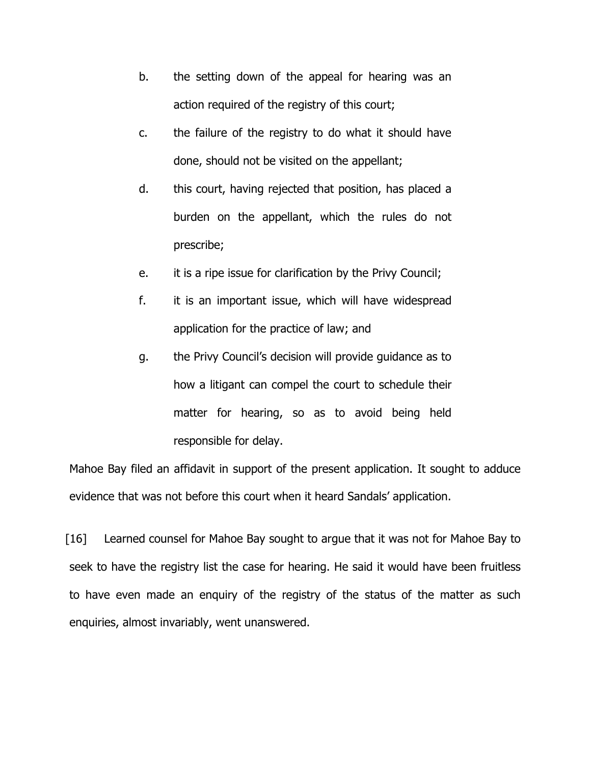b. the setting down of the appeal for hearing was an action required of the registry of this court;

c. the failure of the registry to do what it should have done, should not be visited on the appellant;

d. this court, having rejected that position, has placed a burden on the appellant, which the rules do not prescribe;

e. it is a ripe issue for clarification by the Privy Council;

f. it is an important issue, which will have widespread application for the practice of law; and

g. the Privy Council's decision will provide guidance as to how a litigant can compel the court to schedule their matter for hearing, so as to avoid being held responsible for delay.

Mahoe Bay filed an affidavit in support of the present application. It sought to adduce evidence that was not before this court when it heard Sandals' application.

[16] Learned counsel for Mahoe Bay sought to argue that it was not for Mahoe Bay to seek to have the registry list the case for hearing. He said it would have been fruitless to have even made an enquiry of the registry of the status of the matter as such enquiries, almost invariably, went unanswered.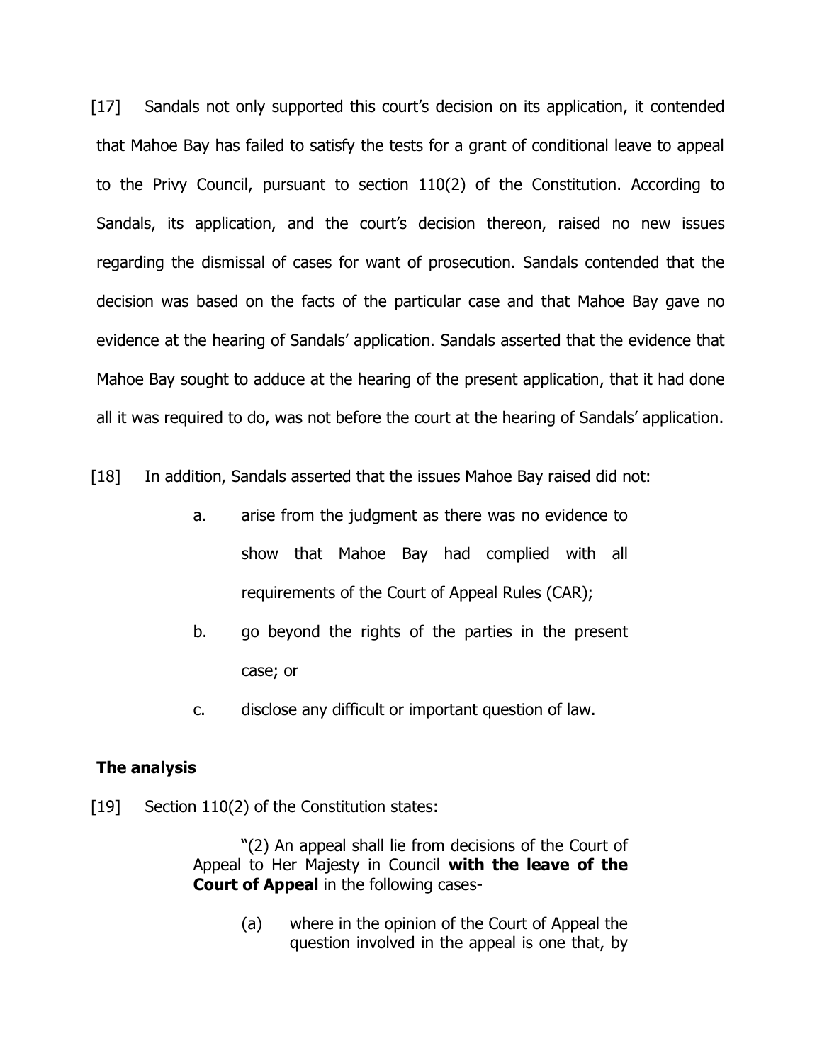[17] Sandals not only supported this court's decision on its application, it contended that Mahoe Bay has failed to satisfy the tests for a grant of conditional leave to appeal to the Privy Council, pursuant to section 110(2) of the Constitution. According to Sandals, its application, and the court's decision thereon, raised no new issues regarding the dismissal of cases for want of prosecution. Sandals contended that the decision was based on the facts of the particular case and that Mahoe Bay gave no evidence at the hearing of Sandals' application. Sandals asserted that the evidence that Mahoe Bay sought to adduce at the hearing of the present application, that it had done all it was required to do, was not before the court at the hearing of Sandals' application.

[18] In addition, Sandals asserted that the issues Mahoe Bay raised did not:

> a. arise from the judgment as there was no evidence to show that Mahoe Bay had complied with all requirements of the Court of Appeal Rules (CAR);
>
> b. go beyond the rights of the parties in the present case; or
>
> c. disclose any difficult or important question of law.

## The analysis

[19] Section 110(2) of the Constitution states:

> "(2) An appeal shall lie from decisions of the Court of Appeal to Her Majesty in Council **with the leave of the Court of Appeal** in the following cases-
>
> > (a) where in the opinion of the Court of Appeal the question involved in the appeal is one that, by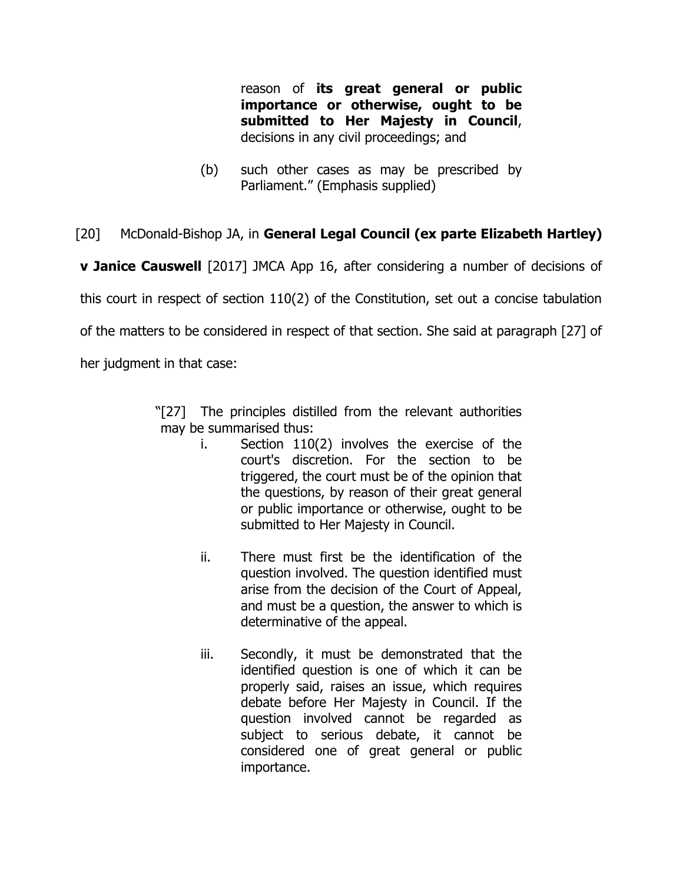> reason of **its great general or public importance or otherwise, ought to be submitted to Her Majesty in Council**, decisions in any civil proceedings; and
>
> (b) such other cases as may be prescribed by Parliament." (Emphasis supplied)

[20] McDonald-Bishop JA, in **General Legal Council (ex parte Elizabeth Hartley) v Janice Causwell** [2017] JMCA App 16, after considering a number of decisions of this court in respect of section 110(2) of the Constitution, set out a concise tabulation of the matters to be considered in respect of that section. She said at paragraph [27] of her judgment in that case:

> "[27] The principles distilled from the relevant authorities may be summarised thus:
>
> i. Section 110(2) involves the exercise of the court's discretion. For the section to be triggered, the court must be of the opinion that the questions, by reason of their great general or public importance or otherwise, ought to be submitted to Her Majesty in Council.
>
> ii. There must first be the identification of the question involved. The question identified must arise from the decision of the Court of Appeal, and must be a question, the answer to which is determinative of the appeal.
>
> iii. Secondly, it must be demonstrated that the identified question is one of which it can be properly said, raises an issue, which requires debate before Her Majesty in Council. If the question involved cannot be regarded as subject to serious debate, it cannot be considered one of great general or public importance.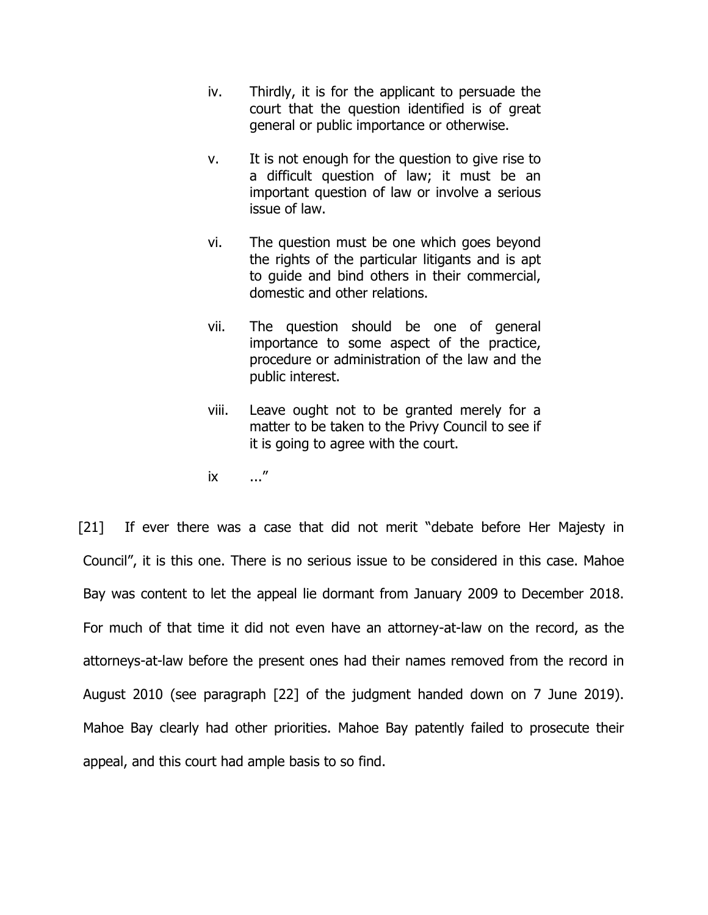> iv. Thirdly, it is for the applicant to persuade the court that the question identified is of great general or public importance or otherwise.
>
> v. It is not enough for the question to give rise to a difficult question of law; it must be an important question of law or involve a serious issue of law.
>
> vi. The question must be one which goes beyond the rights of the particular litigants and is apt to guide and bind others in their commercial, domestic and other relations.
>
> vii. The question should be one of general importance to some aspect of the practice, procedure or administration of the law and the public interest.
>
> viii. Leave ought not to be granted merely for a matter to be taken to the Privy Council to see if it is going to agree with the court.
>
> ix ..."

[21] If ever there was a case that did not merit "debate before Her Majesty in Council", it is this one. There is no serious issue to be considered in this case. Mahoe Bay was content to let the appeal lie dormant from January 2009 to December 2018. For much of that time it did not even have an attorney-at-law on the record, as the attorneys-at-law before the present ones had their names removed from the record in August 2010 (see paragraph [22] of the judgment handed down on 7 June 2019). Mahoe Bay clearly had other priorities. Mahoe Bay patently failed to prosecute their appeal, and this court had ample basis to so find.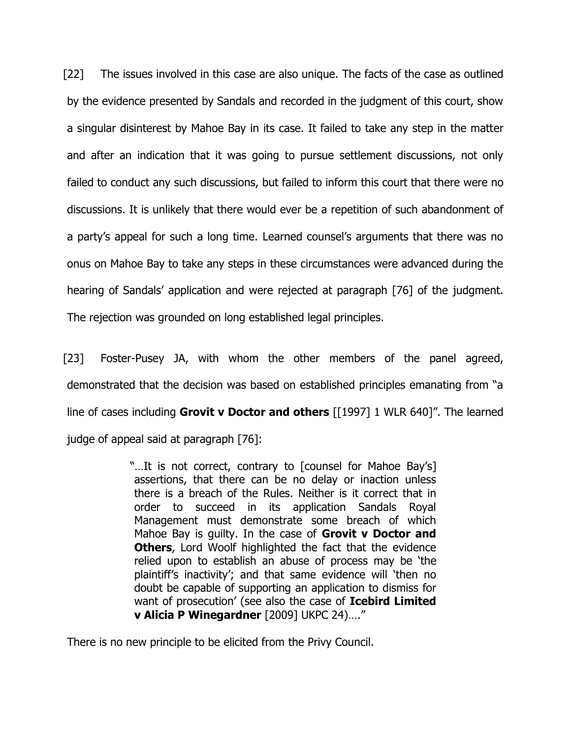[22] The issues involved in this case are also unique. The facts of the case as outlined by the evidence presented by Sandals and recorded in the judgment of this court, show a singular disinterest by Mahoe Bay in its case. It failed to take any step in the matter and after an indication that it was going to pursue settlement discussions, not only failed to conduct any such discussions, but failed to inform this court that there were no discussions. It is unlikely that there would ever be a repetition of such abandonment of a party's appeal for such a long time. Learned counsel's arguments that there was no onus on Mahoe Bay to take any steps in these circumstances were advanced during the hearing of Sandals' application and were rejected at paragraph [76] of the judgment. The rejection was grounded on long established legal principles.

[23] Foster-Pusey JA, with whom the other members of the panel agreed, demonstrated that the decision was based on established principles emanating from "a line of cases including **Grovit v Doctor and others** [[1997] 1 WLR 640]". The learned judge of appeal said at paragraph [76]:

> "…It is not correct, contrary to [counsel for Mahoe Bay's] assertions, that there can be no delay or inaction unless there is a breach of the Rules. Neither is it correct that in order to succeed in its application Sandals Royal Management must demonstrate some breach of which Mahoe Bay is guilty. In the case of **Grovit v Doctor and Others**, Lord Woolf highlighted the fact that the evidence relied upon to establish an abuse of process may be 'the plaintiff's inactivity'; and that same evidence will 'then no doubt be capable of supporting an application to dismiss for want of prosecution' (see also the case of **Icebird Limited v Alicia P Winegardner** [2009] UKPC 24)…."

There is no new principle to be elicited from the Privy Council.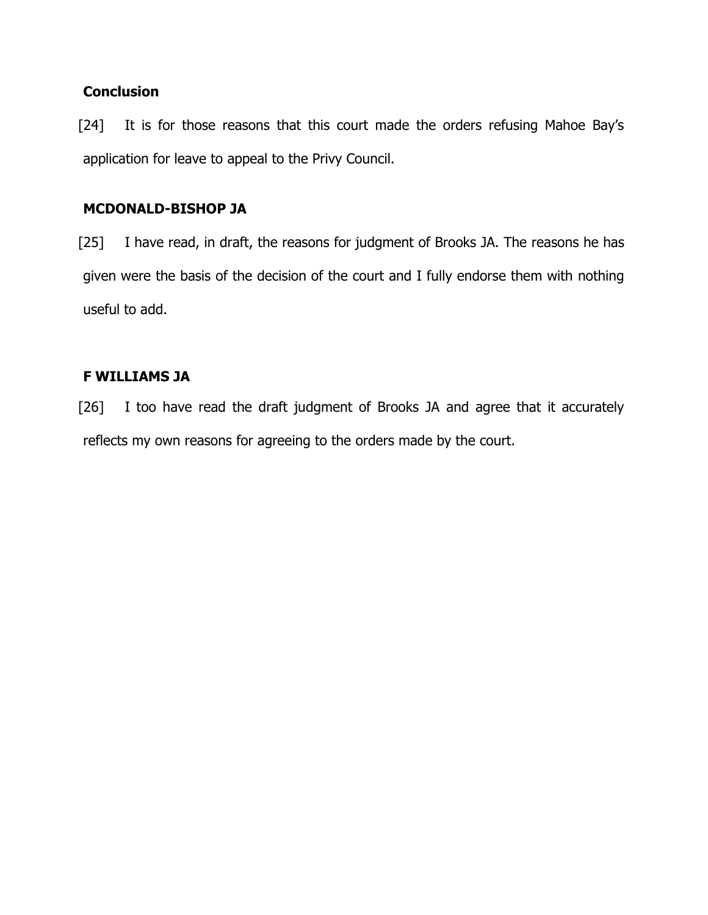## Conclusion

[24] It is for those reasons that this court made the orders refusing Mahoe Bay's application for leave to appeal to the Privy Council.

## MCDONALD-BISHOP JA

[25] I have read, in draft, the reasons for judgment of Brooks JA. The reasons he has given were the basis of the decision of the court and I fully endorse them with nothing useful to add.

## F WILLIAMS JA

[26] I too have read the draft judgment of Brooks JA and agree that it accurately reflects my own reasons for agreeing to the orders made by the court.